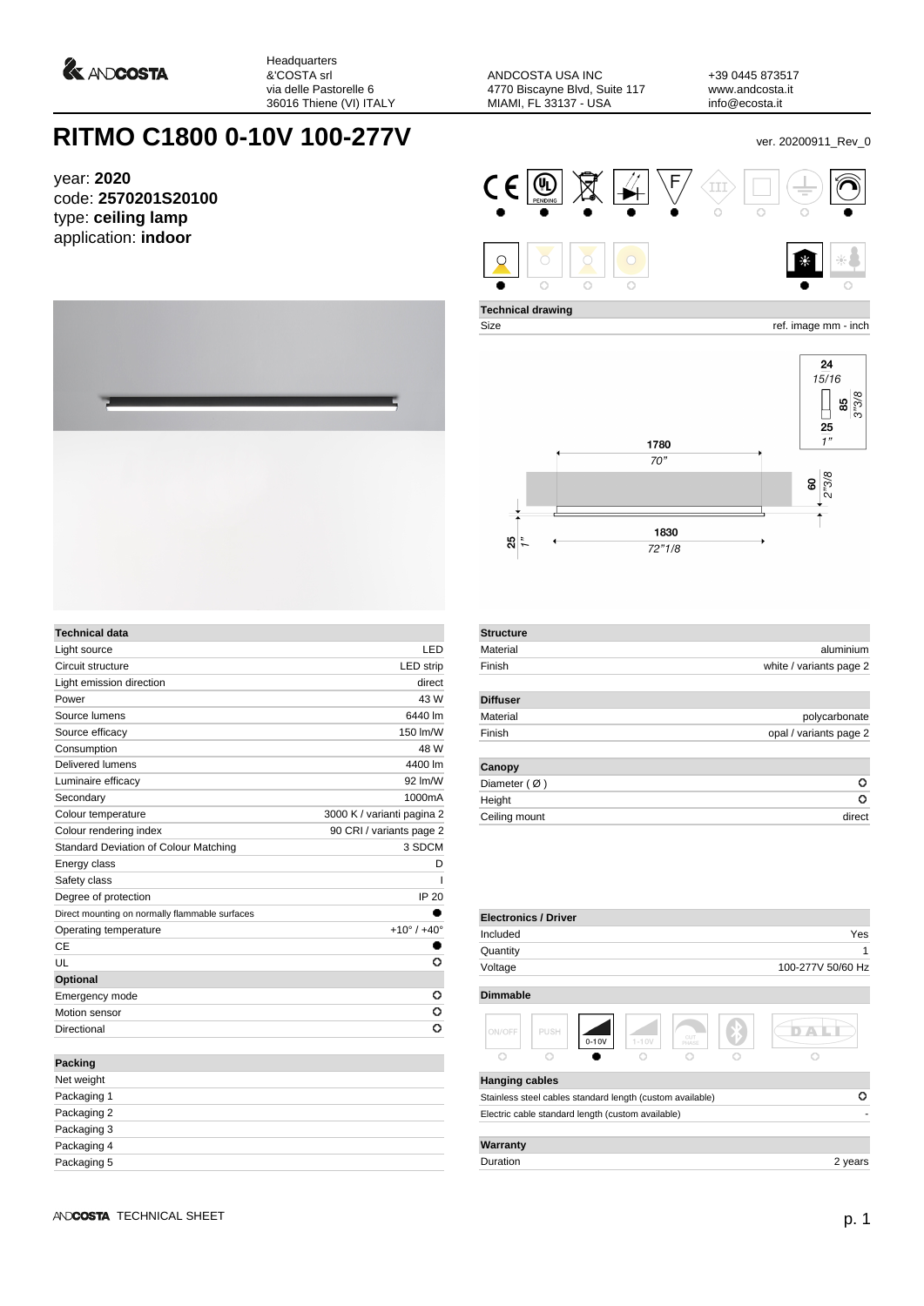Headquarters
&'COSTA srl
via delle Pastorelle 6
36016 Thiene (VI) ITALY

ANDCOSTA USA INC
4770 Biscayne Blvd, Suite 117
MIAMI, FL 33137 - USA

+39 0445 873517
www.andcosta.it
info@ecosta.it

# RITMO C1800 0-10V 100-277V

ver. 20200911_Rev_0

year: **2020**
code: **2570201S20100**
type: **ceiling lamp**
application: **indoor**

**Technical drawing**

Size — ref. image mm - inch

1780 / 70"
1830 / 72"1/8
60 / 2"3/8
25 / 1"
24 / 15/16
85 / 3"3/8
25 / 1"

| Technical data | |
|---|---|
| Light source | LED |
| Circuit structure | LED strip |
| Light emission direction | direct |
| Power | 43 W |
| Source lumens | 6440 lm |
| Source efficacy | 150 lm/W |
| Consumption | 48 W |
| Delivered lumens | 4400 lm |
| Luminaire efficacy | 92 lm/W |
| Secondary | 1000mA |
| Colour temperature | 3000 K / varianti pagina 2 |
| Colour rendering index | 90 CRI / variants page 2 |
| Standard Deviation of Colour Matching | 3 SDCM |
| Energy class | D |
| Safety class | I |
| Degree of protection | IP 20 |
| Direct mounting on normally flammable surfaces | ● |
| Operating temperature | +10° / +40° |
| CE | ● |
| UL | ○ |
| **Optional** | |
| Emergency mode | ○ |
| Motion sensor | ○ |
| Directional | ○ |

| Packing | |
|---|---|
| Net weight | |
| Packaging 1 | |
| Packaging 2 | |
| Packaging 3 | |
| Packaging 4 | |
| Packaging 5 | |

| Structure | |
|---|---|
| Material | aluminium |
| Finish | white / variants page 2 |

| Diffuser | |
|---|---|
| Material | polycarbonate |
| Finish | opal / variants page 2 |

| Canopy | |
|---|---|
| Diameter ( Ø ) | ○ |
| Height | ○ |
| Ceiling mount | direct |

| Electronics / Driver | |
|---|---|
| Included | Yes |
| Quantity | 1 |
| Voltage | 100-277V 50/60 Hz |

**Dimmable**

| ON/OFF | PUSH | 0-10V | 1-10V | CUT PHASE | Bluetooth | DALI |
|---|---|---|---|---|---|---|
| ○ | ○ | ● | ○ | ○ | ○ | ○ |

| Hanging cables | |
|---|---|
| Stainless steel cables standard length (custom available) | ○ |
| Electric cable standard length (custom available) | - |

| Warranty | |
|---|---|
| Duration | 2 years |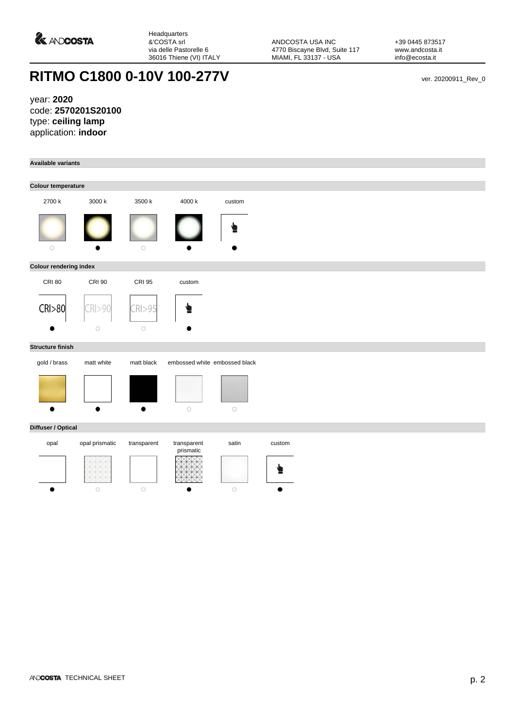Headquarters
&'COSTA srl
via delle Pastorelle 6
36016 Thiene (VI) ITALY

ANDCOSTA USA INC
4770 Biscayne Blvd, Suite 117
MIAMI, FL 33137 - USA

+39 0445 873517
www.andcosta.it
info@ecosta.it

# RITMO C1800 0-10V 100-277V

ver. 20200911_Rev_0

year: **2020**
code: **2570201S20100**
type: **ceiling lamp**
application: **indoor**

## Available variants

### Colour temperature

| 2700 k | 3000 k | 3500 k | 4000 k | custom |
|---|---|---|---|---|
| ○ | ● | ○ | ● | ● |

### Colour rendering index

| CRI 80 | CRI 90 | CRI 95 | custom |
|---|---|---|---|
| ● | ○ | ○ | ● |

### Structure finish

| gold / brass | matt white | matt black | embossed white | embossed black |
|---|---|---|---|---|
| ● | ● | ● | ○ | ○ |

### Diffuser / Optical

| opal | opal prismatic | transparent | transparent prismatic | satin | custom |
|---|---|---|---|---|---|
| ● | ○ | ○ | ● | ○ | ● |